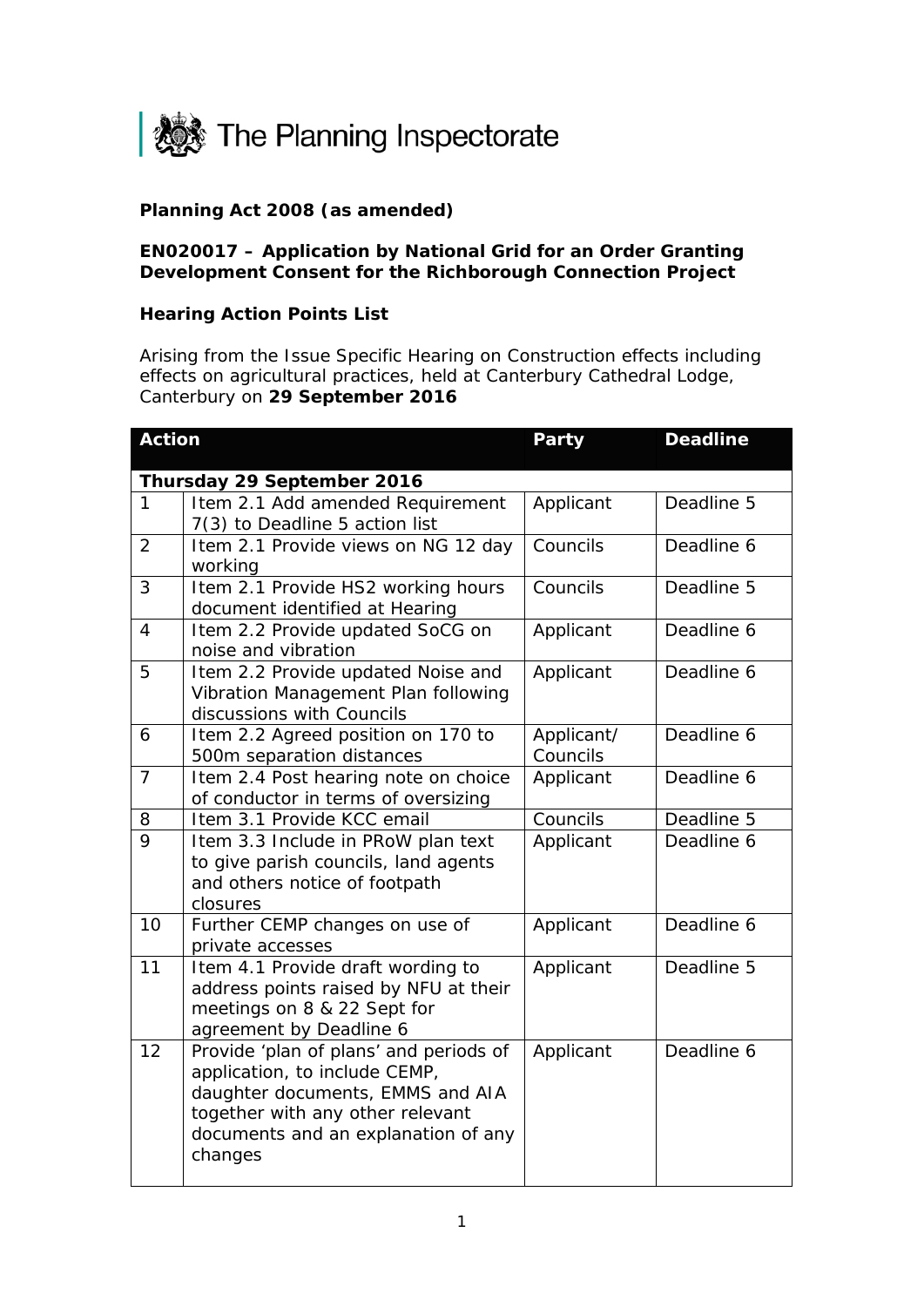The Planning Inspectorate

**Planning Act 2008 (as amended)**

**EN020017 – Application by National Grid for an Order Granting Development Consent for the Richborough Connection Project**

**Hearing Action Points List**

Arising from the Issue Specific Hearing on Construction effects including effects on agricultural practices, held at Canterbury Cathedral Lodge, Canterbury on **29 September 2016**

| Action | | Party | Deadline |
|---|---|---|---|
| **Thursday 29 September 2016** | | | |
| 1 | Item 2.1 Add amended Requirement 7(3) to Deadline 5 action list | Applicant | Deadline 5 |
| 2 | Item 2.1 Provide views on NG 12 day working | Councils | Deadline 6 |
| 3 | Item 2.1 Provide HS2 working hours document identified at Hearing | Councils | Deadline 5 |
| 4 | Item 2.2 Provide updated SoCG on noise and vibration | Applicant | Deadline 6 |
| 5 | Item 2.2 Provide updated Noise and Vibration Management Plan following discussions with Councils | Applicant | Deadline 6 |
| 6 | Item 2.2 Agreed position on 170 to 500m separation distances | Applicant/ Councils | Deadline 6 |
| 7 | Item 2.4 Post hearing note on choice of conductor in terms of oversizing | Applicant | Deadline 6 |
| 8 | Item 3.1 Provide KCC email | Councils | Deadline 5 |
| 9 | Item 3.3 Include in PRoW plan text to give parish councils, land agents and others notice of footpath closures | Applicant | Deadline 6 |
| 10 | Further CEMP changes on use of private accesses | Applicant | Deadline 6 |
| 11 | Item 4.1 Provide draft wording to address points raised by NFU at their meetings on 8 & 22 Sept for agreement by Deadline 6 | Applicant | Deadline 5 |
| 12 | Provide 'plan of plans' and periods of application, to include CEMP, daughter documents, EMMS and AIA together with any other relevant documents and an explanation of any changes | Applicant | Deadline 6 |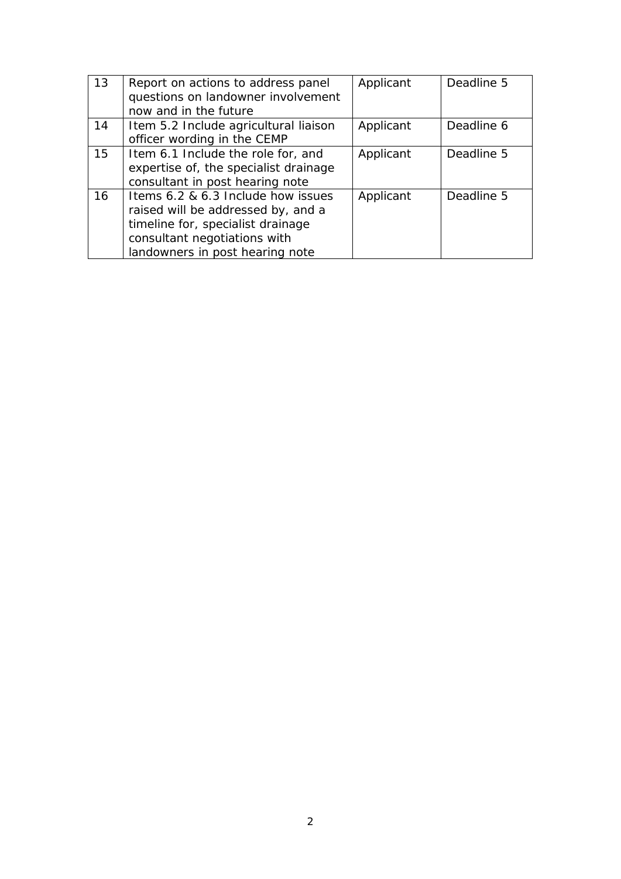| | | | |
|---|---|---|---|
| 13 | Report on actions to address panel questions on landowner involvement now and in the future | Applicant | Deadline 5 |
| 14 | Item 5.2 Include agricultural liaison officer wording in the CEMP | Applicant | Deadline 6 |
| 15 | Item 6.1 Include the role for, and expertise of, the specialist drainage consultant in post hearing note | Applicant | Deadline 5 |
| 16 | Items 6.2 & 6.3 Include how issues raised will be addressed by, and a timeline for, specialist drainage consultant negotiations with landowners in post hearing note | Applicant | Deadline 5 |